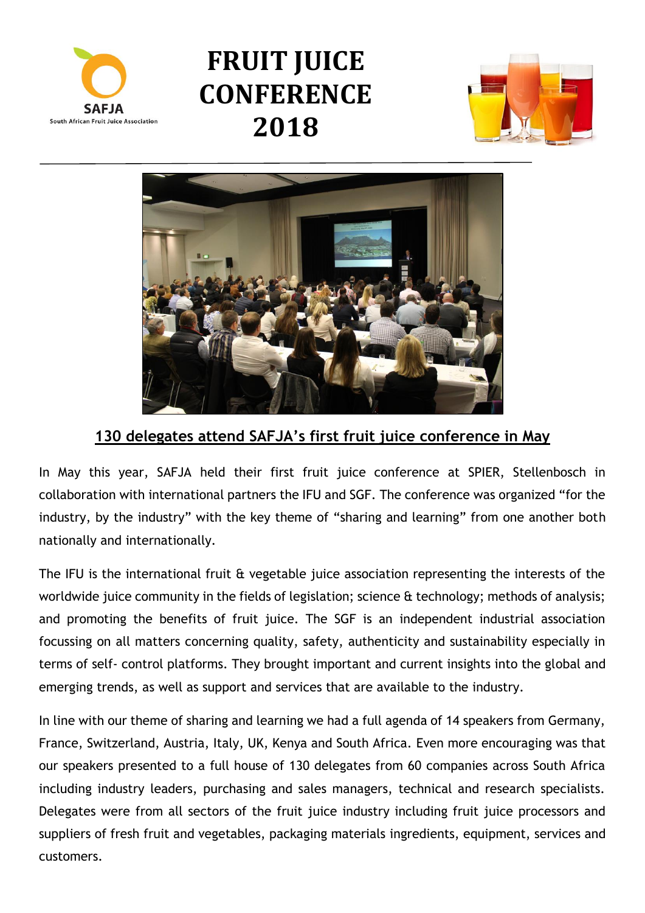SAFJA
South African Fruit Juice Association

# FRUIT JUICE CONFERENCE 2018

## 130 delegates attend SAFJA's first fruit juice conference in May

In May this year, SAFJA held their first fruit juice conference at SPIER, Stellenbosch in collaboration with international partners the IFU and SGF. The conference was organized "for the industry, by the industry" with the key theme of "sharing and learning" from one another both nationally and internationally.

The IFU is the international fruit & vegetable juice association representing the interests of the worldwide juice community in the fields of legislation; science & technology; methods of analysis; and promoting the benefits of fruit juice. The SGF is an independent industrial association focussing on all matters concerning quality, safety, authenticity and sustainability especially in terms of self- control platforms. They brought important and current insights into the global and emerging trends, as well as support and services that are available to the industry.

In line with our theme of sharing and learning we had a full agenda of 14 speakers from Germany, France, Switzerland, Austria, Italy, UK, Kenya and South Africa. Even more encouraging was that our speakers presented to a full house of 130 delegates from 60 companies across South Africa including industry leaders, purchasing and sales managers, technical and research specialists. Delegates were from all sectors of the fruit juice industry including fruit juice processors and suppliers of fresh fruit and vegetables, packaging materials ingredients, equipment, services and customers.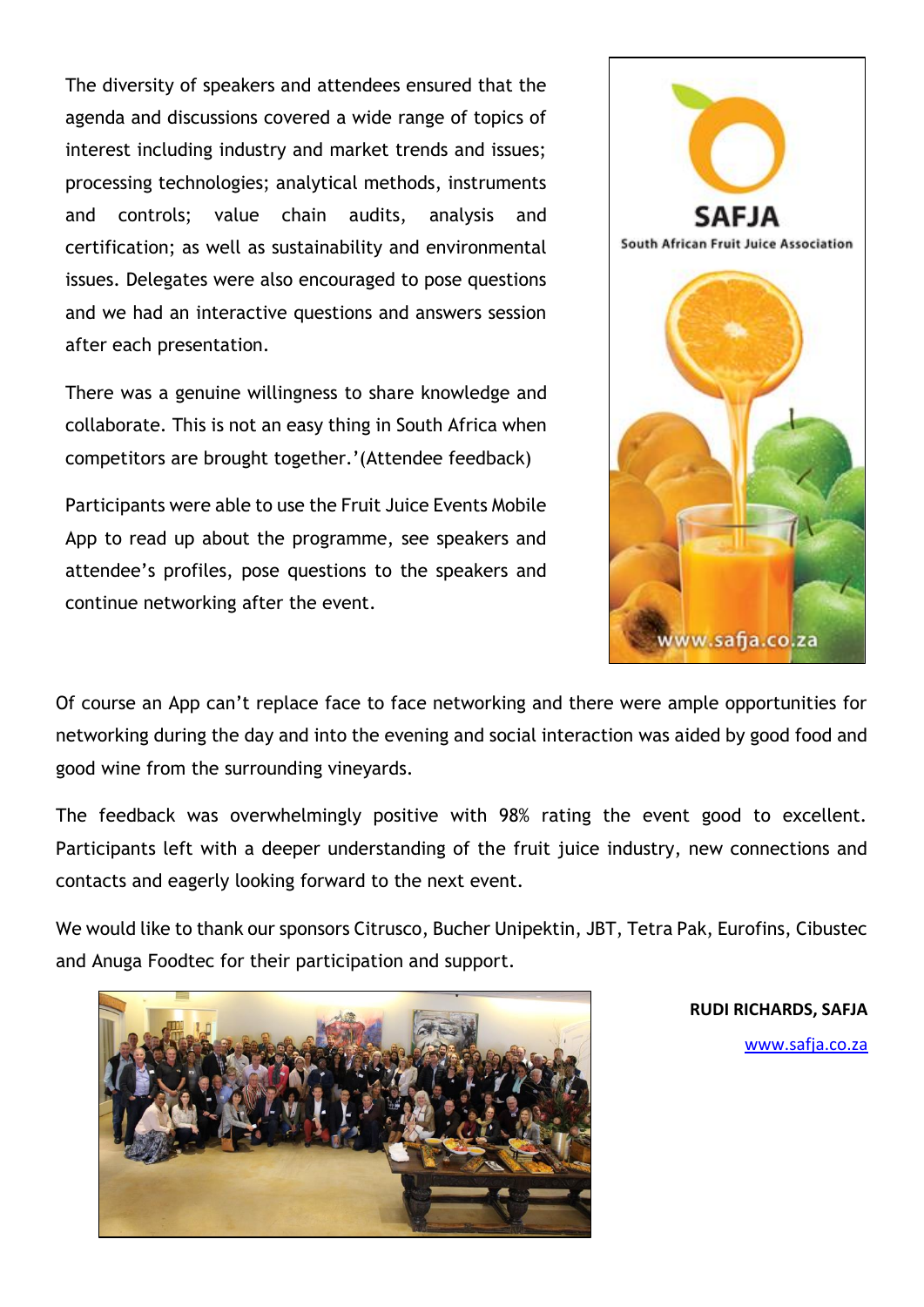The diversity of speakers and attendees ensured that the agenda and discussions covered a wide range of topics of interest including industry and market trends and issues; processing technologies; analytical methods, instruments and controls; value chain audits, analysis and certification; as well as sustainability and environmental issues. Delegates were also encouraged to pose questions and we had an interactive questions and answers session after each presentation.

There was a genuine willingness to share knowledge and collaborate. This is not an easy thing in South Africa when competitors are brought together.'(Attendee feedback)

Participants were able to use the Fruit Juice Events Mobile App to read up about the programme, see speakers and attendee's profiles, pose questions to the speakers and continue networking after the event.

Of course an App can't replace face to face networking and there were ample opportunities for networking during the day and into the evening and social interaction was aided by good food and good wine from the surrounding vineyards.

The feedback was overwhelmingly positive with 98% rating the event good to excellent. Participants left with a deeper understanding of the fruit juice industry, new connections and contacts and eagerly looking forward to the next event.

We would like to thank our sponsors Citrusco, Bucher Unipektin, JBT, Tetra Pak, Eurofins, Cibustec and Anuga Foodtec for their participation and support.

**RUDI RICHARDS, SAFJA**

[www.safja.co.za](http://www.safja.co.za)